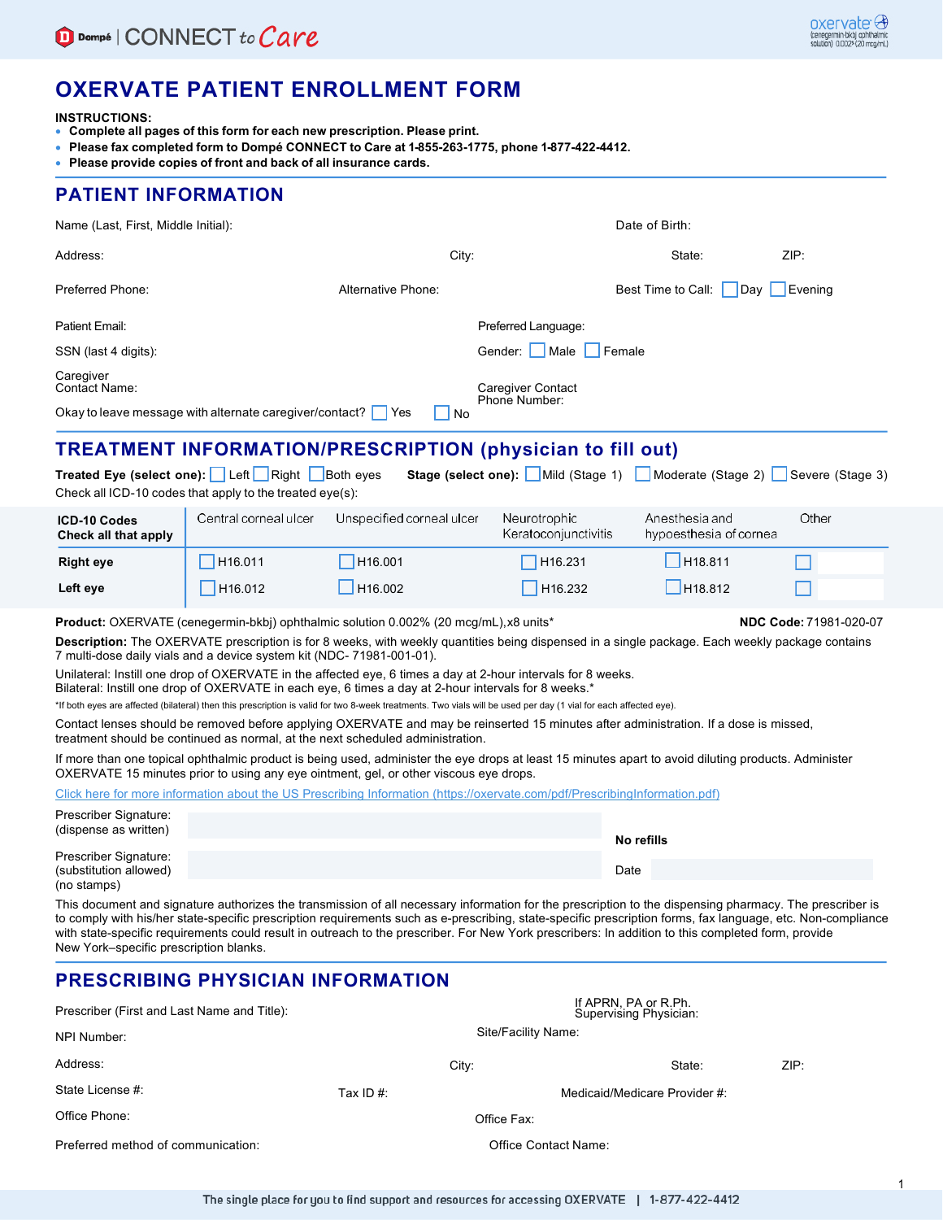Dompé | CONNECT to Care

oxervate (cenegermin-bkbj ophthalmic solution) 0.002% (20 mcg/mL)

# OXERVATE PATIENT ENROLLMENT FORM

**INSTRUCTIONS:**

- **Complete all pages of this form for each new prescription. Please print.**
- **Please fax completed form to Dompé CONNECT to Care at 1-855-263-1775, phone 1-877-422-4412.**
- **Please provide copies of front and back of all insurance cards.**

## PATIENT INFORMATION

Name (Last, First, Middle Initial):

Date of Birth:

Address:

City:

State:

ZIP:

Preferred Phone:

Alternative Phone:

Best Time to Call: ☐ Day ☐ Evening

Patient Email:

Preferred Language:

SSN (last 4 digits):

Gender: ☐ Male ☐ Female

Caregiver Contact Name:

Caregiver Contact Phone Number:

Okay to leave message with alternate caregiver/contact? ☐ Yes ☐ No

## TREATMENT INFORMATION/PRESCRIPTION (physician to fill out)

**Treated Eye (select one):** ☐ Left ☐ Right ☐ Both eyes **Stage (select one):** ☐ Mild (Stage 1) ☐ Moderate (Stage 2) ☐ Severe (Stage 3)

Check all ICD-10 codes that apply to the treated eye(s):

| ICD-10 Codes Check all that apply | Central corneal ulcer | Unspecified corneal ulcer | Neurotrophic Keratoconjunctivitis | Anesthesia and hypoesthesia of cornea | Other |
|---|---|---|---|---|---|
| **Right eye** | ☐ H16.011 | ☐ H16.001 | ☐ H16.231 | ☐ H18.811 | ☐ |
| **Left eye** | ☐ H16.012 | ☐ H16.002 | ☐ H16.232 | ☐ H18.812 | ☐ |

**Product:** OXERVATE (cenegermin-bkbj) ophthalmic solution 0.002% (20 mcg/mL),x8 units*

**NDC Code:** 71981-020-07

**Description:** The OXERVATE prescription is for 8 weeks, with weekly quantities being dispensed in a single package. Each weekly package contains 7 multi-dose daily vials and a device system kit (NDC- 71981-001-01).

Unilateral: Instill one drop of OXERVATE in the affected eye, 6 times a day at 2-hour intervals for 8 weeks.
Bilateral: Instill one drop of OXERVATE in each eye, 6 times a day at 2-hour intervals for 8 weeks.*

*If both eyes are affected (bilateral) then this prescription is valid for two 8-week treatments. Two vials will be used per day (1 vial for each affected eye).

Contact lenses should be removed before applying OXERVATE and may be reinserted 15 minutes after administration. If a dose is missed, treatment should be continued as normal, at the next scheduled administration.

If more than one topical ophthalmic product is being used, administer the eye drops at least 15 minutes apart to avoid diluting products. Administer OXERVATE 15 minutes prior to using any eye ointment, gel, or other viscous eye drops.

Click here for more information about the US Prescribing Information (https://oxervate.com/pdf/PrescribingInformation.pdf)

Prescriber Signature: (dispense as written)

**No refills**

Prescriber Signature: (substitution allowed) (no stamps)

Date

This document and signature authorizes the transmission of all necessary information for the prescription to the dispensing pharmacy. The prescriber is to comply with his/her state-specific prescription requirements such as e-prescribing, state-specific prescription forms, fax language, etc. Non-compliance with state-specific requirements could result in outreach to the prescriber. For New York prescribers: In addition to this completed form, provide New York–specific prescription blanks.

## PRESCRIBING PHYSICIAN INFORMATION

Prescriber (First and Last Name and Title):

If APRN, PA or R.Ph. Supervising Physician:

NPI Number:

Site/Facility Name:

Address:

City:

State:

ZIP:

State License #:

Tax ID #:

Medicaid/Medicare Provider #:

Office Phone:

Office Fax:

Preferred method of communication:

Office Contact Name:

The single place for you to find support and resources for accessing OXERVATE | 1-877-422-4412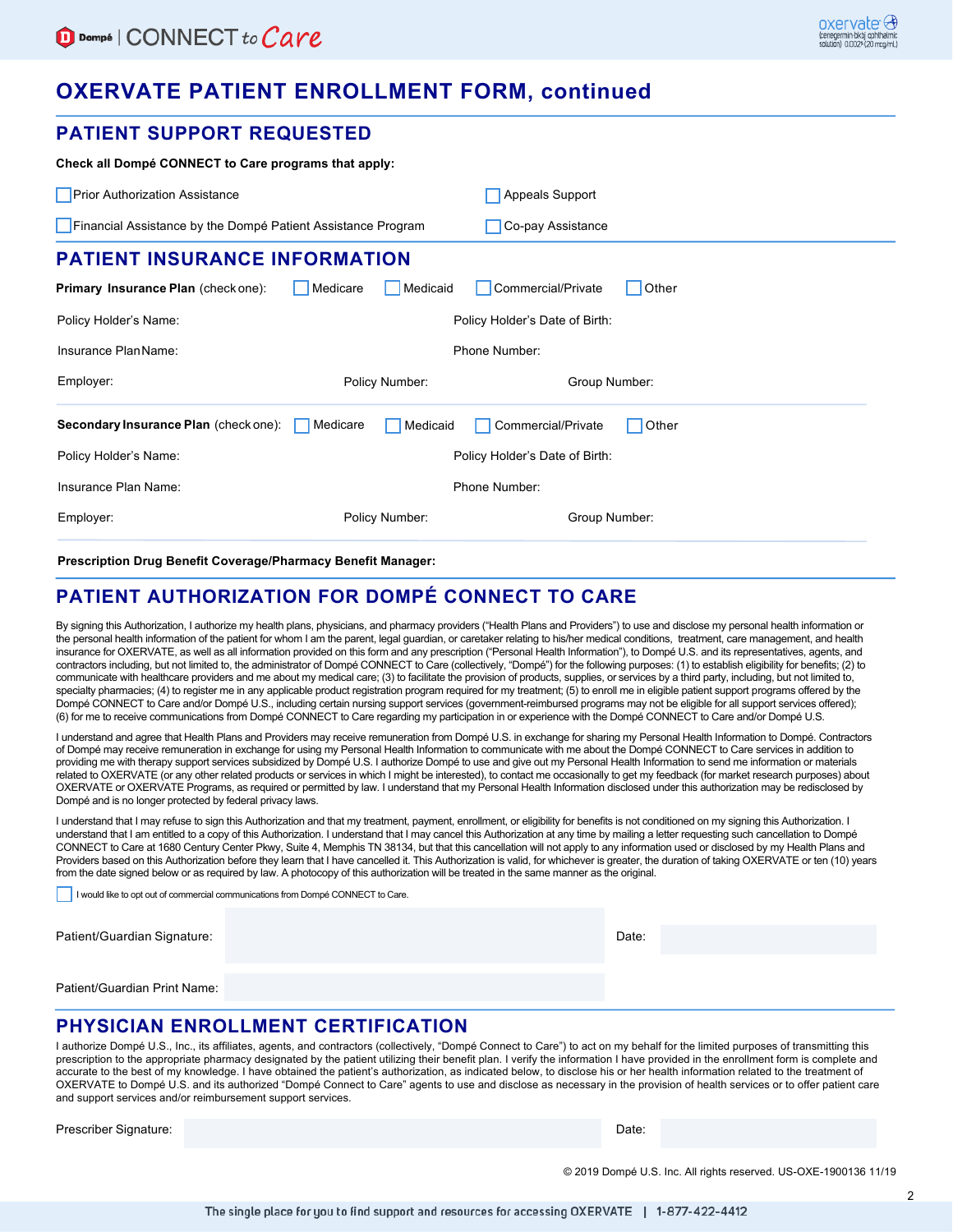# OXERVATE PATIENT ENROLLMENT FORM, continued

## PATIENT SUPPORT REQUESTED

**Check all Dompé CONNECT to Care programs that apply:**

☐ Prior Authorization Assistance ☐ Appeals Support

☐ Financial Assistance by the Dompé Patient Assistance Program ☐ Co-pay Assistance

## PATIENT INSURANCE INFORMATION

**Primary Insurance Plan** (check one): ☐ Medicare ☐ Medicaid ☐ Commercial/Private ☐ Other

Policy Holder's Name: Policy Holder's Date of Birth:

Insurance Plan Name: Phone Number:

Employer: Policy Number: Group Number:

**Secondary Insurance Plan** (check one): ☐ Medicare ☐ Medicaid ☐ Commercial/Private ☐ Other

Policy Holder's Name: Policy Holder's Date of Birth:

Insurance Plan Name: Phone Number:

Employer: Policy Number: Group Number:

**Prescription Drug Benefit Coverage/Pharmacy Benefit Manager:**

## PATIENT AUTHORIZATION FOR DOMPÉ CONNECT TO CARE

By signing this Authorization, I authorize my health plans, physicians, and pharmacy providers ("Health Plans and Providers") to use and disclose my personal health information or the personal health information of the patient for whom I am the parent, legal guardian, or caretaker relating to his/her medical conditions, treatment, care management, and health insurance for OXERVATE, as well as all information provided on this form and any prescription ("Personal Health Information"), to Dompé U.S. and its representatives, agents, and contractors including, but not limited to, the administrator of Dompé CONNECT to Care (collectively, "Dompé") for the following purposes: (1) to establish eligibility for benefits; (2) to communicate with healthcare providers and me about my medical care; (3) to facilitate the provision of products, supplies, or services by a third party, including, but not limited to, specialty pharmacies; (4) to register me in any applicable product registration program required for my treatment; (5) to enroll me in eligible patient support programs offered by the Dompé CONNECT to Care and/or Dompé U.S., including certain nursing support services (government-reimbursed programs may not be eligible for all support services offered); (6) for me to receive communications from Dompé CONNECT to Care regarding my participation in or experience with the Dompé CONNECT to Care and/or Dompé U.S.

I understand and agree that Health Plans and Providers may receive remuneration from Dompé U.S. in exchange for sharing my Personal Health Information to Dompé. Contractors of Dompé may receive remuneration in exchange for using my Personal Health Information to communicate with me about the Dompé CONNECT to Care services in addition to providing me with therapy support services subsidized by Dompé U.S. I authorize Dompé to use and give out my Personal Health Information to send me information or materials related to OXERVATE (or any other related products or services in which I might be interested), to contact me occasionally to get my feedback (for market research purposes) about OXERVATE or OXERVATE Programs, as required or permitted by law. I understand that my Personal Health Information disclosed under this authorization may be redisclosed by Dompé and is no longer protected by federal privacy laws.

I understand that I may refuse to sign this Authorization and that my treatment, payment, enrollment, or eligibility for benefits is not conditioned on my signing this Authorization. I understand that I am entitled to a copy of this Authorization. I understand that I may cancel this Authorization at any time by mailing a letter requesting such cancellation to Dompé CONNECT to Care at 1680 Century Center Pkwy, Suite 4, Memphis TN 38134, but that this cancellation will not apply to any information used or disclosed by my Health Plans and Providers based on this Authorization before they learn that I have cancelled it. This Authorization is valid, for whichever is greater, the duration of taking OXERVATE or ten (10) years from the date signed below or as required by law. A photocopy of this authorization will be treated in the same manner as the original.

☐ I would like to opt out of commercial communications from Dompé CONNECT to Care.

Patient/Guardian Signature: Date:

Patient/Guardian Print Name:

## PHYSICIAN ENROLLMENT CERTIFICATION

I authorize Dompé U.S., Inc., its affiliates, agents, and contractors (collectively, "Dompé Connect to Care") to act on my behalf for the limited purposes of transmitting this prescription to the appropriate pharmacy designated by the patient utilizing their benefit plan. I verify the information I have provided in the enrollment form is complete and accurate to the best of my knowledge. I have obtained the patient's authorization, as indicated below, to disclose his or her health information related to the treatment of OXERVATE to Dompé U.S. and its authorized "Dompé Connect to Care" agents to use and disclose as necessary in the provision of health services or to offer patient care and support services and/or reimbursement support services.

Prescriber Signature: Date:

© 2019 Dompé U.S. Inc. All rights reserved. US-OXE-1900136 11/19

The single place for you to find support and resources for accessing OXERVATE | 1-877-422-4412